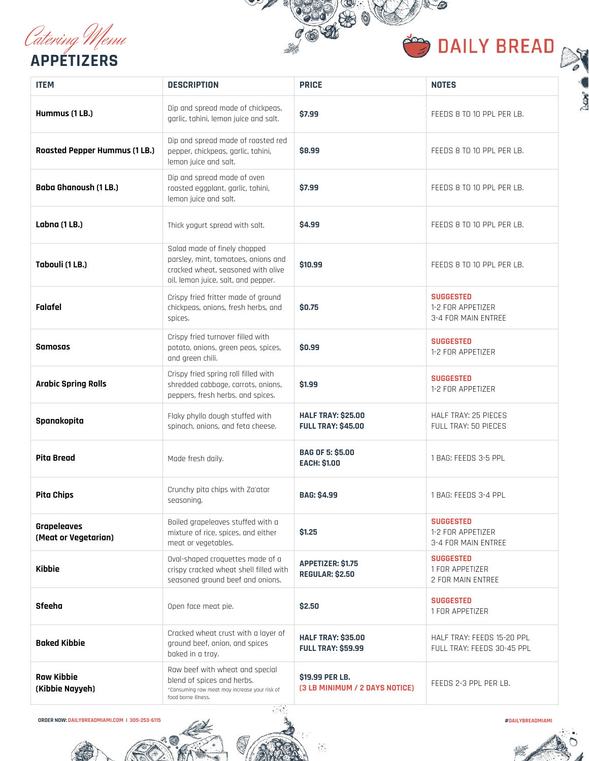*Catering Menu*

# APPETIZERS

DAILY BREAD

| ITEM | DESCRIPTION | PRICE | NOTES |
|---|---|---|---|
| **Hummus (1 LB.)** | Dip and spread made of chickpeas, garlic, tahini, lemon juice and salt. | **$7.99** | FEEDS 8 TO 10 PPL PER LB. |
| **Roasted Pepper Hummus (1 LB.)** | Dip and spread made of roasted red pepper, chickpeas, garlic, tahini, lemon juice and salt. | **$8.99** | FEEDS 8 TO 10 PPL PER LB. |
| **Baba Ghanoush (1 LB.)** | Dip and spread made of oven roasted eggplant, garlic, tahini, lemon juice and salt. | **$7.99** | FEEDS 8 TO 10 PPL PER LB. |
| **Labna (1 LB.)** | Thick yogurt spread with salt. | **$4.99** | FEEDS 8 TO 10 PPL PER LB. |
| **Tabouli (1 LB.)** | Salad made of finely chopped parsley, mint, tomatoes, onions and cracked wheat, seasoned with olive oil, lemon juice, salt, and pepper. | **$10.99** | FEEDS 8 TO 10 PPL PER LB. |
| **Falafel** | Crispy fried fritter made of ground chickpeas, onions, fresh herbs, and spices. | **$0.75** | **SUGGESTED**<br>1-2 FOR APPETIZER<br>3-4 FOR MAIN ENTREE |
| **Samosas** | Crispy fried turnover filled with potato, onions, green peas, spices, and green chili. | **$0.99** | **SUGGESTED**<br>1-2 FOR APPETIZER |
| **Arabic Spring Rolls** | Crispy fried spring roll filled with shredded cabbage, carrots, onions, peppers, fresh herbs, and spices. | **$1.99** | **SUGGESTED**<br>1-2 FOR APPETIZER |
| **Spanakopita** | Flaky phyllo dough stuffed with spinach, onions, and feta cheese. | **HALF TRAY: $25.00**<br>**FULL TRAY: $45.00** | HALF TRAY: 25 PIECES<br>FULL TRAY: 50 PIECES |
| **Pita Bread** | Made fresh daily. | **BAG OF 5: $5.00**<br>**EACH: $1.00** | 1 BAG: FEEDS 3-5 PPL |
| **Pita Chips** | Crunchy pita chips with Za'atar seasoning. | **BAG: $4.99** | 1 BAG: FEEDS 3-4 PPL |
| **Grapeleaves (Meat or Vegetarian)** | Boiled grapeleaves stuffed with a mixture of rice, spices, and either meat or vegetables. | **$1.25** | **SUGGESTED**<br>1-2 FOR APPETIZER<br>3-4 FOR MAIN ENTREE |
| **Kibbie** | Oval-shaped croquettes made of a crispy cracked wheat shell filled with seasoned ground beef and onions. | **APPETIZER: $1.75**<br>**REGULAR: $2.50** | **SUGGESTED**<br>1 FOR APPETIZER<br>2 FOR MAIN ENTREE |
| **Sfeeha** | Open face meat pie. | **$2.50** | **SUGGESTED**<br>1 FOR APPETIZER |
| **Baked Kibbie** | Cracked wheat crust with a layer of ground beef, onion, and spices baked in a tray. | **HALF TRAY: $35.00**<br>**FULL TRAY: $59.99** | HALF TRAY: FEEDS 15-20 PPL<br>FULL TRAY: FEEDS 30-45 PPL |
| **Raw Kibbie (Kibbie Nayyeh)** | Raw beef with wheat and special blend of spices and herbs.<br>*Consuming raw meat may increase your risk of food borne illness. | **$19.99 PER LB.**<br>**(3 LB MINIMUM / 2 DAYS NOTICE)** | FEEDS 2-3 PPL PER LB. |

ORDER NOW: DAILYBREADMIAMI.COM | 305-253-6115

#DAILYBREADMIAMI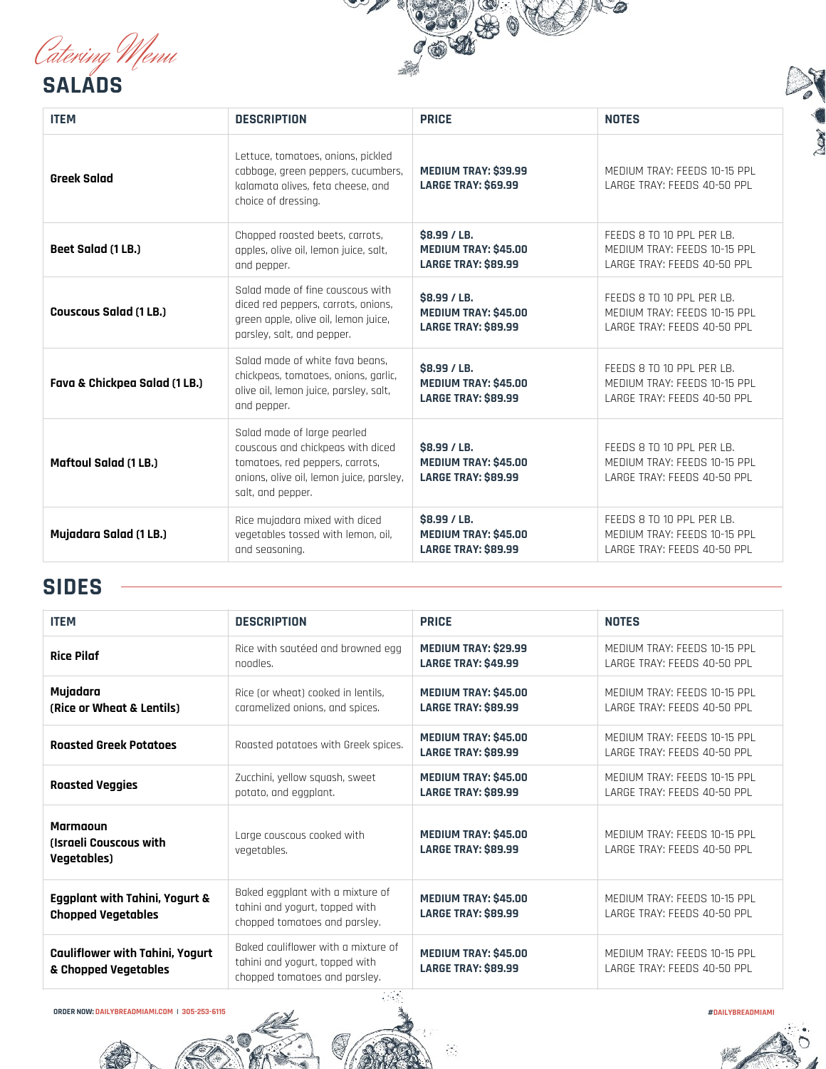*Catering Menu*

## SALADS

| ITEM | DESCRIPTION | PRICE | NOTES |
|---|---|---|---|
| **Greek Salad** | Lettuce, tomatoes, onions, pickled cabbage, green peppers, cucumbers, kalamata olives, feta cheese, and choice of dressing. | **MEDIUM TRAY: $39.99**<br>**LARGE TRAY: $69.99** | MEDIUM TRAY: FEEDS 10-15 PPL<br>LARGE TRAY: FEEDS 40-50 PPL |
| **Beet Salad (1 LB.)** | Chopped roasted beets, carrots, apples, olive oil, lemon juice, salt, and pepper. | **$8.99 / LB.**<br>**MEDIUM TRAY: $45.00**<br>**LARGE TRAY: $89.99** | FEEDS 8 TO 10 PPL PER LB.<br>MEDIUM TRAY: FEEDS 10-15 PPL<br>LARGE TRAY: FEEDS 40-50 PPL |
| **Couscous Salad (1 LB.)** | Salad made of fine couscous with diced red peppers, carrots, onions, green apple, olive oil, lemon juice, parsley, salt, and pepper. | **$8.99 / LB.**<br>**MEDIUM TRAY: $45.00**<br>**LARGE TRAY: $89.99** | FEEDS 8 TO 10 PPL PER LB.<br>MEDIUM TRAY: FEEDS 10-15 PPL<br>LARGE TRAY: FEEDS 40-50 PPL |
| **Fava & Chickpea Salad (1 LB.)** | Salad made of white fava beans, chickpeas, tomatoes, onions, garlic, olive oil, lemon juice, parsley, salt, and pepper. | **$8.99 / LB.**<br>**MEDIUM TRAY: $45.00**<br>**LARGE TRAY: $89.99** | FEEDS 8 TO 10 PPL PER LB.<br>MEDIUM TRAY: FEEDS 10-15 PPL<br>LARGE TRAY: FEEDS 40-50 PPL |
| **Maftoul Salad (1 LB.)** | Salad made of large pearled couscous and chickpeas with diced tomatoes, red peppers, carrots, onions, olive oil, lemon juice, parsley, salt, and pepper. | **$8.99 / LB.**<br>**MEDIUM TRAY: $45.00**<br>**LARGE TRAY: $89.99** | FEEDS 8 TO 10 PPL PER LB.<br>MEDIUM TRAY: FEEDS 10-15 PPL<br>LARGE TRAY: FEEDS 40-50 PPL |
| **Mujadara Salad (1 LB.)** | Rice mujadara mixed with diced vegetables tossed with lemon, oil, and seasoning. | **$8.99 / LB.**<br>**MEDIUM TRAY: $45.00**<br>**LARGE TRAY: $89.99** | FEEDS 8 TO 10 PPL PER LB.<br>MEDIUM TRAY: FEEDS 10-15 PPL<br>LARGE TRAY: FEEDS 40-50 PPL |

## SIDES

| ITEM | DESCRIPTION | PRICE | NOTES |
|---|---|---|---|
| **Rice Pilaf** | Rice with sautéed and browned egg noodles. | **MEDIUM TRAY: $29.99**<br>**LARGE TRAY: $49.99** | MEDIUM TRAY: FEEDS 10-15 PPL<br>LARGE TRAY: FEEDS 40-50 PPL |
| **Mujadara (Rice or Wheat & Lentils)** | Rice (or wheat) cooked in lentils, caramelized onions, and spices. | **MEDIUM TRAY: $45.00**<br>**LARGE TRAY: $89.99** | MEDIUM TRAY: FEEDS 10-15 PPL<br>LARGE TRAY: FEEDS 40-50 PPL |
| **Roasted Greek Potatoes** | Roasted potatoes with Greek spices. | **MEDIUM TRAY: $45.00**<br>**LARGE TRAY: $89.99** | MEDIUM TRAY: FEEDS 10-15 PPL<br>LARGE TRAY: FEEDS 40-50 PPL |
| **Roasted Veggies** | Zucchini, yellow squash, sweet potato, and eggplant. | **MEDIUM TRAY: $45.00**<br>**LARGE TRAY: $89.99** | MEDIUM TRAY: FEEDS 10-15 PPL<br>LARGE TRAY: FEEDS 40-50 PPL |
| **Marmaoun (Israeli Couscous with Vegetables)** | Large couscous cooked with vegetables. | **MEDIUM TRAY: $45.00**<br>**LARGE TRAY: $89.99** | MEDIUM TRAY: FEEDS 10-15 PPL<br>LARGE TRAY: FEEDS 40-50 PPL |
| **Eggplant with Tahini, Yogurt & Chopped Vegetables** | Baked eggplant with a mixture of tahini and yogurt, topped with chopped tomatoes and parsley. | **MEDIUM TRAY: $45.00**<br>**LARGE TRAY: $89.99** | MEDIUM TRAY: FEEDS 10-15 PPL<br>LARGE TRAY: FEEDS 40-50 PPL |
| **Cauliflower with Tahini, Yogurt & Chopped Vegetables** | Baked cauliflower with a mixture of tahini and yogurt, topped with chopped tomatoes and parsley. | **MEDIUM TRAY: $45.00**<br>**LARGE TRAY: $89.99** | MEDIUM TRAY: FEEDS 10-15 PPL<br>LARGE TRAY: FEEDS 40-50 PPL |

**ORDER NOW:** DAILYBREADMIAMI.COM | 305-253-6115

#DAILYBREADMIAMI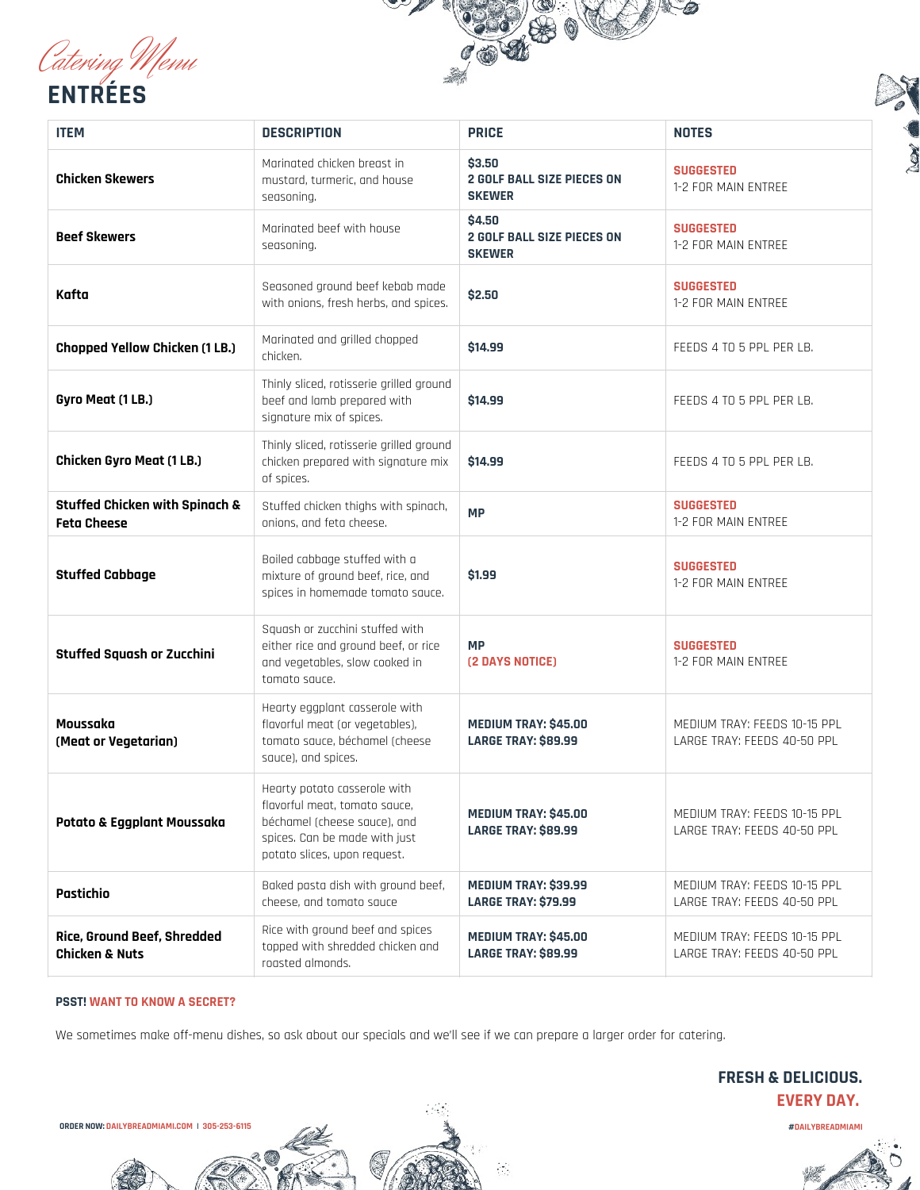*Catering Menu*

# ENTRÉES

| ITEM | DESCRIPTION | PRICE | NOTES |
| --- | --- | --- | --- |
| **Chicken Skewers** | Marinated chicken breast in mustard, turmeric, and house seasoning. | **$3.50 2 GOLF BALL SIZE PIECES ON SKEWER** | **SUGGESTED** 1-2 FOR MAIN ENTREE |
| **Beef Skewers** | Marinated beef with house seasoning. | **$4.50 2 GOLF BALL SIZE PIECES ON SKEWER** | **SUGGESTED** 1-2 FOR MAIN ENTREE |
| **Kafta** | Seasoned ground beef kebab made with onions, fresh herbs, and spices. | **$2.50** | **SUGGESTED** 1-2 FOR MAIN ENTREE |
| **Chopped Yellow Chicken (1 LB.)** | Marinated and grilled chopped chicken. | **$14.99** | FEEDS 4 TO 5 PPL PER LB. |
| **Gyro Meat (1 LB.)** | Thinly sliced, rotisserie grilled ground beef and lamb prepared with signature mix of spices. | **$14.99** | FEEDS 4 TO 5 PPL PER LB. |
| **Chicken Gyro Meat (1 LB.)** | Thinly sliced, rotisserie grilled ground chicken prepared with signature mix of spices. | **$14.99** | FEEDS 4 TO 5 PPL PER LB. |
| **Stuffed Chicken with Spinach & Feta Cheese** | Stuffed chicken thighs with spinach, onions, and feta cheese. | **MP** | **SUGGESTED** 1-2 FOR MAIN ENTREE |
| **Stuffed Cabbage** | Boiled cabbage stuffed with a mixture of ground beef, rice, and spices in homemade tomato sauce. | **$1.99** | **SUGGESTED** 1-2 FOR MAIN ENTREE |
| **Stuffed Squash or Zucchini** | Squash or zucchini stuffed with either rice and ground beef, or rice and vegetables, slow cooked in tomato sauce. | **MP** **(2 DAYS NOTICE)** | **SUGGESTED** 1-2 FOR MAIN ENTREE |
| **Moussaka (Meat or Vegetarian)** | Hearty eggplant casserole with flavorful meat (or vegetables), tomato sauce, béchamel (cheese sauce), and spices. | **MEDIUM TRAY: $45.00** **LARGE TRAY: $89.99** | MEDIUM TRAY: FEEDS 10-15 PPL LARGE TRAY: FEEDS 40-50 PPL |
| **Potato & Eggplant Moussaka** | Hearty potato casserole with flavorful meat, tomato sauce, béchamel (cheese sauce), and spices. Can be made with just potato slices, upon request. | **MEDIUM TRAY: $45.00** **LARGE TRAY: $89.99** | MEDIUM TRAY: FEEDS 10-15 PPL LARGE TRAY: FEEDS 40-50 PPL |
| **Pastichio** | Baked pasta dish with ground beef, cheese, and tomato sauce | **MEDIUM TRAY: $39.99** **LARGE TRAY: $79.99** | MEDIUM TRAY: FEEDS 10-15 PPL LARGE TRAY: FEEDS 40-50 PPL |
| **Rice, Ground Beef, Shredded Chicken & Nuts** | Rice with ground beef and spices topped with shredded chicken and roasted almonds. | **MEDIUM TRAY: $45.00** **LARGE TRAY: $89.99** | MEDIUM TRAY: FEEDS 10-15 PPL LARGE TRAY: FEEDS 40-50 PPL |

**PSST! WANT TO KNOW A SECRET?**

We sometimes make off-menu dishes, so ask about our specials and we'll see if we can prepare a larger order for catering.

**FRESH & DELICIOUS.**
**EVERY DAY.**

**ORDER NOW: DAILYBREADMIAMI.COM | 305-253-6115**

**#DAILYBREADMIAMI**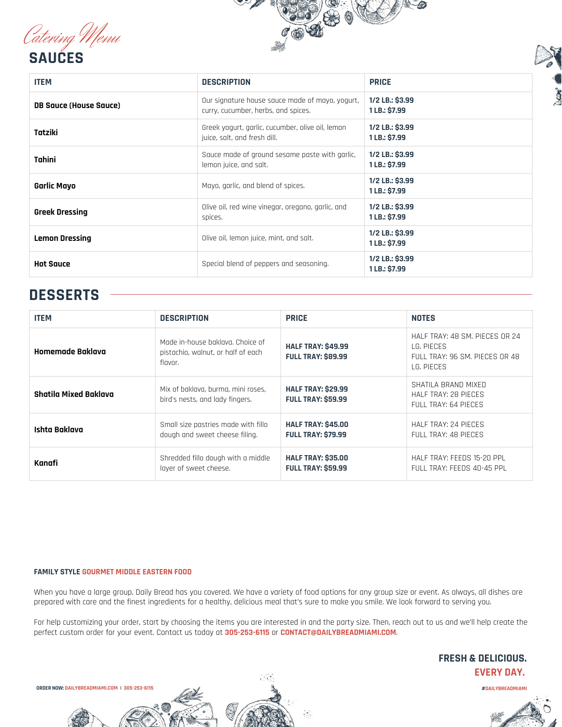*Catering Menu*

## SAUCES

| ITEM | DESCRIPTION | PRICE |
|---|---|---|
| **DB Sauce (House Sauce)** | Our signature house sauce made of mayo, yogurt, curry, cucumber, herbs, and spices. | **1/2 LB.: $3.99**<br>**1 LB.: $7.99** |
| **Tatziki** | Greek yogurt, garlic, cucumber, olive oil, lemon juice, salt, and fresh dill. | **1/2 LB.: $3.99**<br>**1 LB.: $7.99** |
| **Tahini** | Sauce made of ground sesame paste with garlic, lemon juice, and salt. | **1/2 LB.: $3.99**<br>**1 LB.: $7.99** |
| **Garlic Mayo** | Mayo, garlic, and blend of spices. | **1/2 LB.: $3.99**<br>**1 LB.: $7.99** |
| **Greek Dressing** | Olive oil, red wine vinegar, oregano, garlic, and spices. | **1/2 LB.: $3.99**<br>**1 LB.: $7.99** |
| **Lemon Dressing** | Olive oil, lemon juice, mint, and salt. | **1/2 LB.: $3.99**<br>**1 LB.: $7.99** |
| **Hot Sauce** | Special blend of peppers and seasoning. | **1/2 LB.: $3.99**<br>**1 LB.: $7.99** |

## DESSERTS

| ITEM | DESCRIPTION | PRICE | NOTES |
|---|---|---|---|
| **Homemade Baklava** | Made in-house baklava. Choice of pistachio, walnut, or half of each flavor. | **HALF TRAY: $49.99**<br>**FULL TRAY: $89.99** | HALF TRAY: 48 SM. PIECES OR 24 LG. PIECES<br>FULL TRAY: 96 SM. PIECES OR 48 LG. PIECES |
| **Shatila Mixed Baklava** | Mix of baklava, burma, mini roses, bird's nests, and lady fingers. | **HALF TRAY: $29.99**<br>**FULL TRAY: $59.99** | SHATILA BRAND MIXED<br>HALF TRAY: 28 PIECES<br>FULL TRAY: 64 PIECES |
| **Ishta Baklava** | Small size pastries made with fillo dough and sweet cheese filling. | **HALF TRAY: $45.00**<br>**FULL TRAY: $79.99** | HALF TRAY: 24 PIECES<br>FULL TRAY: 48 PIECES |
| **Kanafi** | Shredded fillo dough with a middle layer of sweet cheese. | **HALF TRAY: $35.00**<br>**FULL TRAY: $59.99** | HALF TRAY: FEEDS 15-20 PPL<br>FULL TRAY: FEEDS 40-45 PPL |

**FAMILY STYLE GOURMET MIDDLE EASTERN FOOD**

When you have a large group, Daily Bread has you covered. We have a variety of food options for any group size or event. As always, all dishes are prepared with care and the finest ingredients for a healthy, delicious meal that's sure to make you smile. We look forward to serving you.

For help customizing your order, start by choosing the items you are interested in and the party size. Then, reach out to us and we'll help create the perfect custom order for your event. Contact us today at **305-253-6115** or **CONTACT@DAILYBREADMIAMI.COM**.

**FRESH & DELICIOUS.**
**EVERY DAY.**

**ORDER NOW:** DAILYBREADMIAMI.COM | 305-253-6115

#DAILYBREADMIAMI